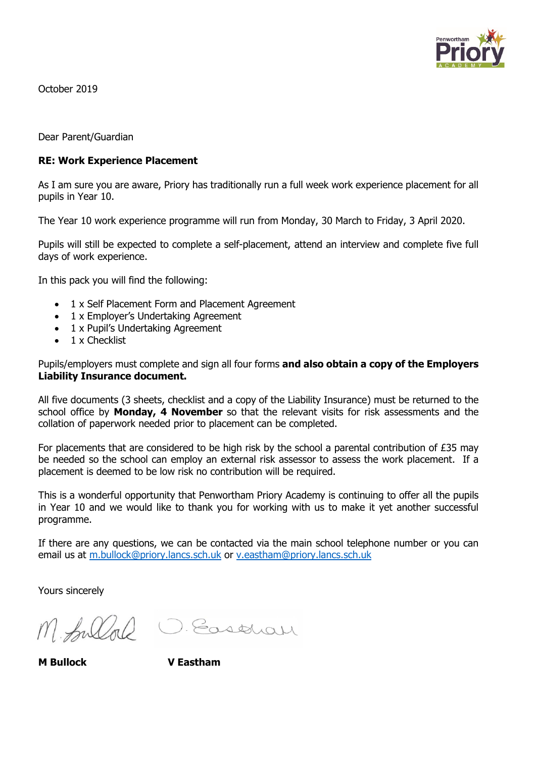October 2019

Dear Parent/Guardian

**RE: Work Experience Placement**

As I am sure you are aware, Priory has traditionally run a full week work experience placement for all pupils in Year 10.

The Year 10 work experience programme will run from Monday, 30 March to Friday, 3 April 2020.

Pupils will still be expected to complete a self-placement, attend an interview and complete five full days of work experience.

In this pack you will find the following:

- 1 x Self Placement Form and Placement Agreement
- 1 x Employer's Undertaking Agreement
- 1 x Pupil's Undertaking Agreement
- 1 x Checklist

Pupils/employers must complete and sign all four forms **and also obtain a copy of the Employers Liability Insurance document.**

All five documents (3 sheets, checklist and a copy of the Liability Insurance) must be returned to the school office by **Monday, 4 November** so that the relevant visits for risk assessments and the collation of paperwork needed prior to placement can be completed.

For placements that are considered to be high risk by the school a parental contribution of £35 may be needed so the school can employ an external risk assessor to assess the work placement. If a placement is deemed to be low risk no contribution will be required.

This is a wonderful opportunity that Penwortham Priory Academy is continuing to offer all the pupils in Year 10 and we would like to thank you for working with us to make it yet another successful programme.

If there are any questions, we can be contacted via the main school telephone number or you can email us at m.bullock@priory.lancs.sch.uk or v.eastham@priory.lancs.sch.uk

Yours sincerely

**M Bullock** **V Eastham**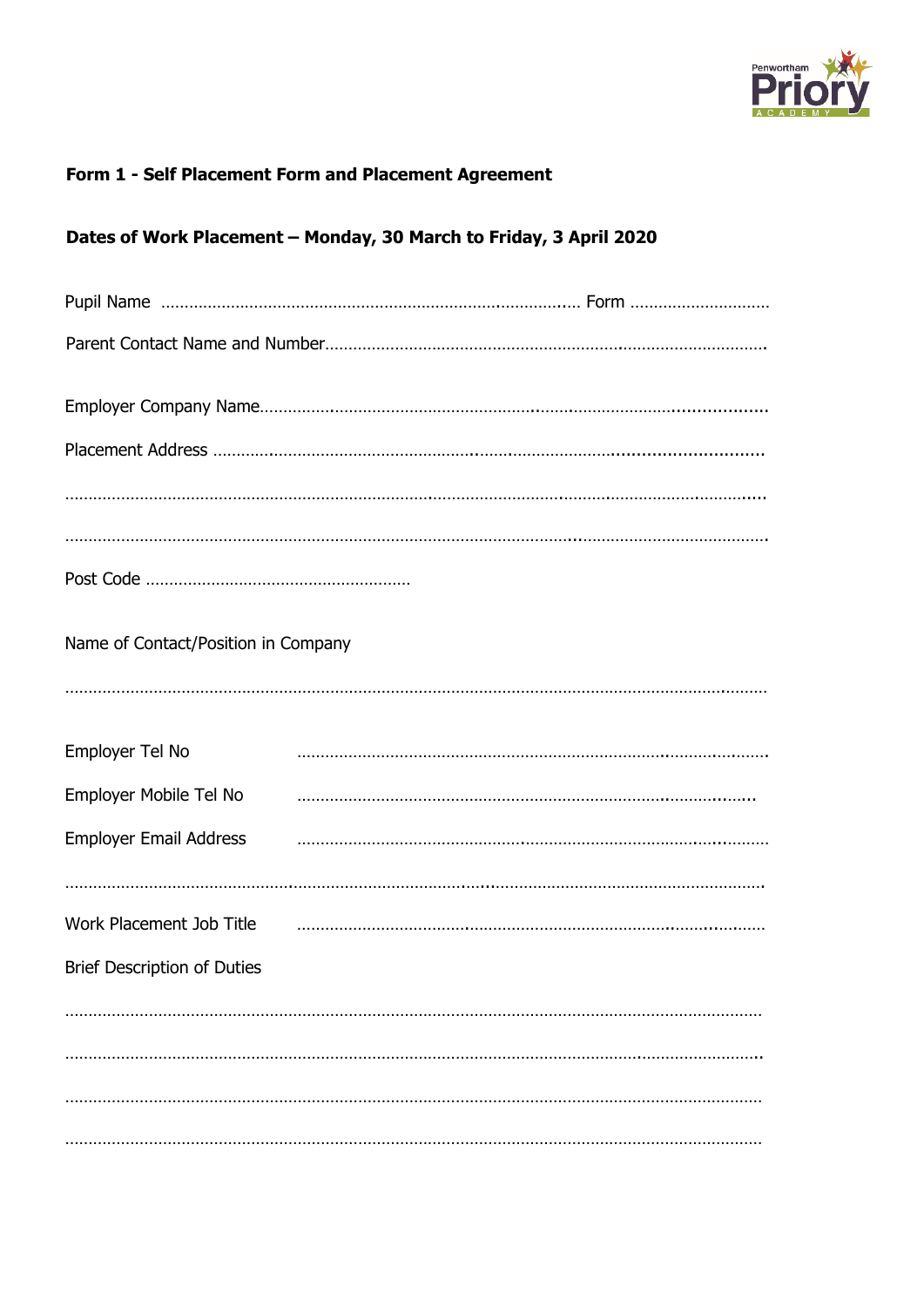**Form 1 - Self Placement Form and Placement Agreement**

**Dates of Work Placement – Monday, 30 March to Friday, 3 April 2020**

Pupil Name ………………………………………………………………………….… Form …………………………

Parent Contact Name and Number……………………………………………………………………………………….

Employer Company Name……………………………………………………………………………………………

Placement Address ……………………………………………………………………………………………………

…………………………………………………………………………………………………………………………………

…………………………………………………………………………………………………………………………………

Post Code …………………………………………………

Name of Contact/Position in Company

…………………………………………………………………………………………………………………………………

Employer Tel No ……………………………………………………………………………………………

Employer Mobile Tel No ……………………………………………………………………………………………

Employer Email Address ……………………………………………………………………………………………

…………………………………………………………………………………………………………………………………

Work Placement Job Title ……………………………………………………………………………………………

Brief Description of Duties

…………………………………………………………………………………………………………………………………

…………………………………………………………………………………………………………………………………

…………………………………………………………………………………………………………………………………

…………………………………………………………………………………………………………………………………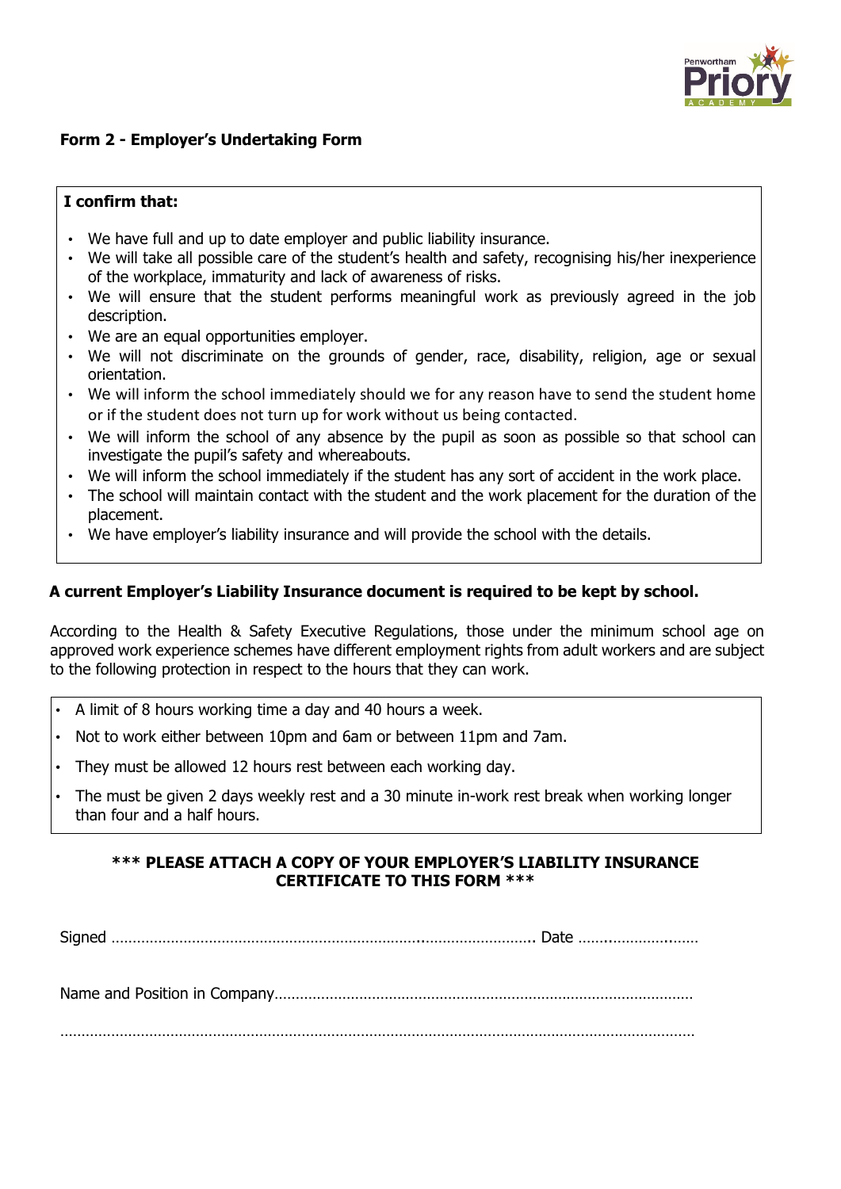### Form 2 - Employer's Undertaking Form

**I confirm that:**

- We have full and up to date employer and public liability insurance.
- We will take all possible care of the student's health and safety, recognising his/her inexperience of the workplace, immaturity and lack of awareness of risks.
- We will ensure that the student performs meaningful work as previously agreed in the job description.
- We are an equal opportunities employer.
- We will not discriminate on the grounds of gender, race, disability, religion, age or sexual orientation.
- We will inform the school immediately should we for any reason have to send the student home or if the student does not turn up for work without us being contacted.
- We will inform the school of any absence by the pupil as soon as possible so that school can investigate the pupil's safety and whereabouts.
- We will inform the school immediately if the student has any sort of accident in the work place.
- The school will maintain contact with the student and the work placement for the duration of the placement.
- We have employer's liability insurance and will provide the school with the details.

**A current Employer's Liability Insurance document is required to be kept by school.**

According to the Health & Safety Executive Regulations, those under the minimum school age on approved work experience schemes have different employment rights from adult workers and are subject to the following protection in respect to the hours that they can work.

- A limit of 8 hours working time a day and 40 hours a week.
- Not to work either between 10pm and 6am or between 11pm and 7am.
- They must be allowed 12 hours rest between each working day.
- The must be given 2 days weekly rest and a 30 minute in-work rest break when working longer than four and a half hours.

**\*\*\* PLEASE ATTACH A COPY OF YOUR EMPLOYER'S LIABILITY INSURANCE CERTIFICATE TO THIS FORM \*\*\***

Signed ………………………………………………………………………………………….. Date ……………………………

Name and Position in Company…………………………………………………………………………………………

…………………………………………………………………………………………………………………………………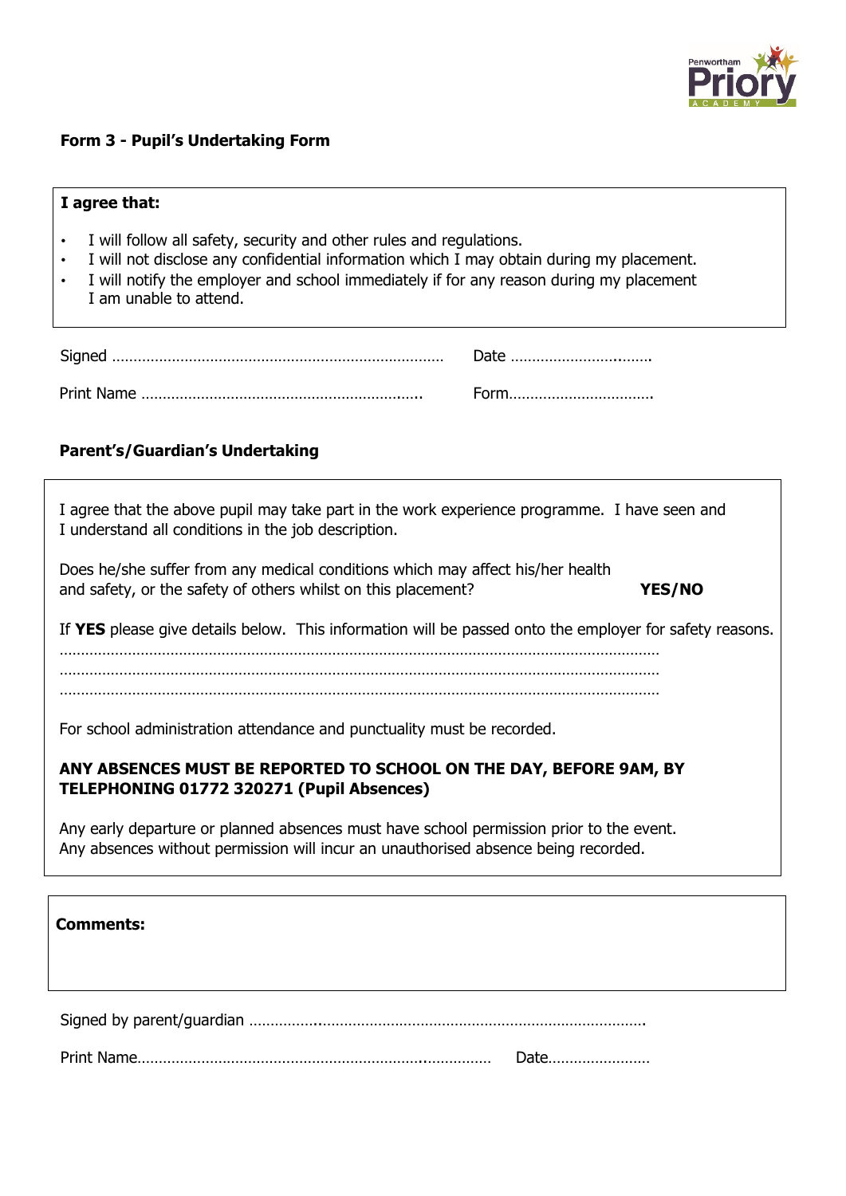**Form 3 - Pupil's Undertaking Form**

**I agree that:**

- I will follow all safety, security and other rules and regulations.
- I will not disclose any confidential information which I may obtain during my placement.
- I will notify the employer and school immediately if for any reason during my placement I am unable to attend.

Signed …………………………………………………………………… Date ……………………..……

Print Name ……………………………………………………….. Form…………………………….

**Parent's/Guardian's Undertaking**

I agree that the above pupil may take part in the work experience programme. I have seen and I understand all conditions in the job description.

Does he/she suffer from any medical conditions which may affect his/her health and safety, or the safety of others whilst on this placement? **YES/NO**

If **YES** please give details below. This information will be passed onto the employer for safety reasons.

…………………………………………………………………………………………………………………………

…………………………………………………………………………………………………………………………

…………………………………………………………………………………………………………………………

For school administration attendance and punctuality must be recorded.

**ANY ABSENCES MUST BE REPORTED TO SCHOOL ON THE DAY, BEFORE 9AM, BY TELEPHONING 01772 320271 (Pupil Absences)**

Any early departure or planned absences must have school permission prior to the event. Any absences without permission will incur an unauthorised absence being recorded.

**Comments:**

Signed by parent/guardian ………….……………………………………………………………………….

Print Name……………………………………………………….……………… Date……………………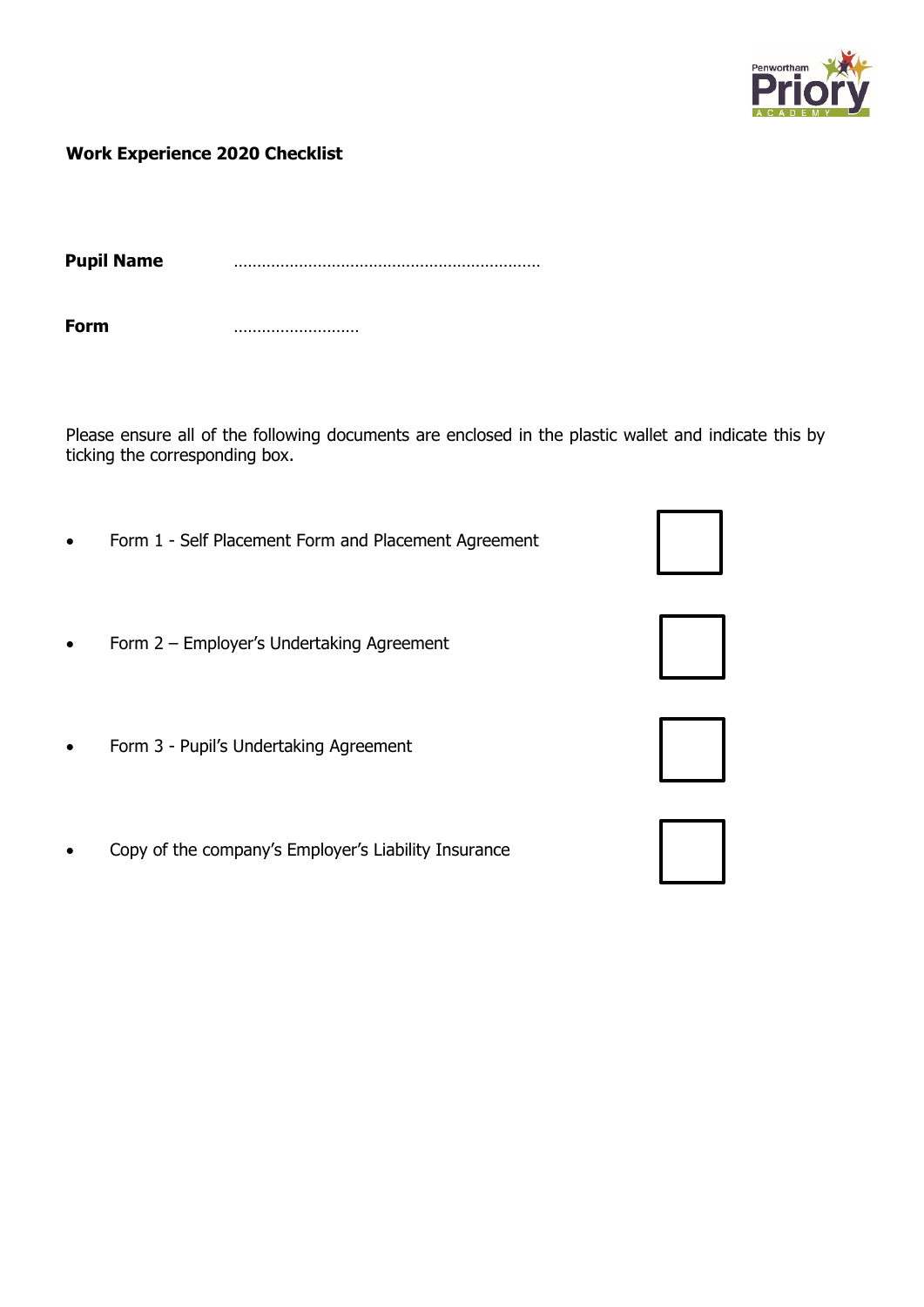**Work Experience 2020 Checklist**

**Pupil Name** ……………………………………………………………

**Form** ………………………

Please ensure all of the following documents are enclosed in the plastic wallet and indicate this by ticking the corresponding box.

- Form 1 - Self Placement Form and Placement Agreement ☐
- Form 2 – Employer's Undertaking Agreement ☐
- Form 3 - Pupil's Undertaking Agreement ☐
- Copy of the company's Employer's Liability Insurance ☐